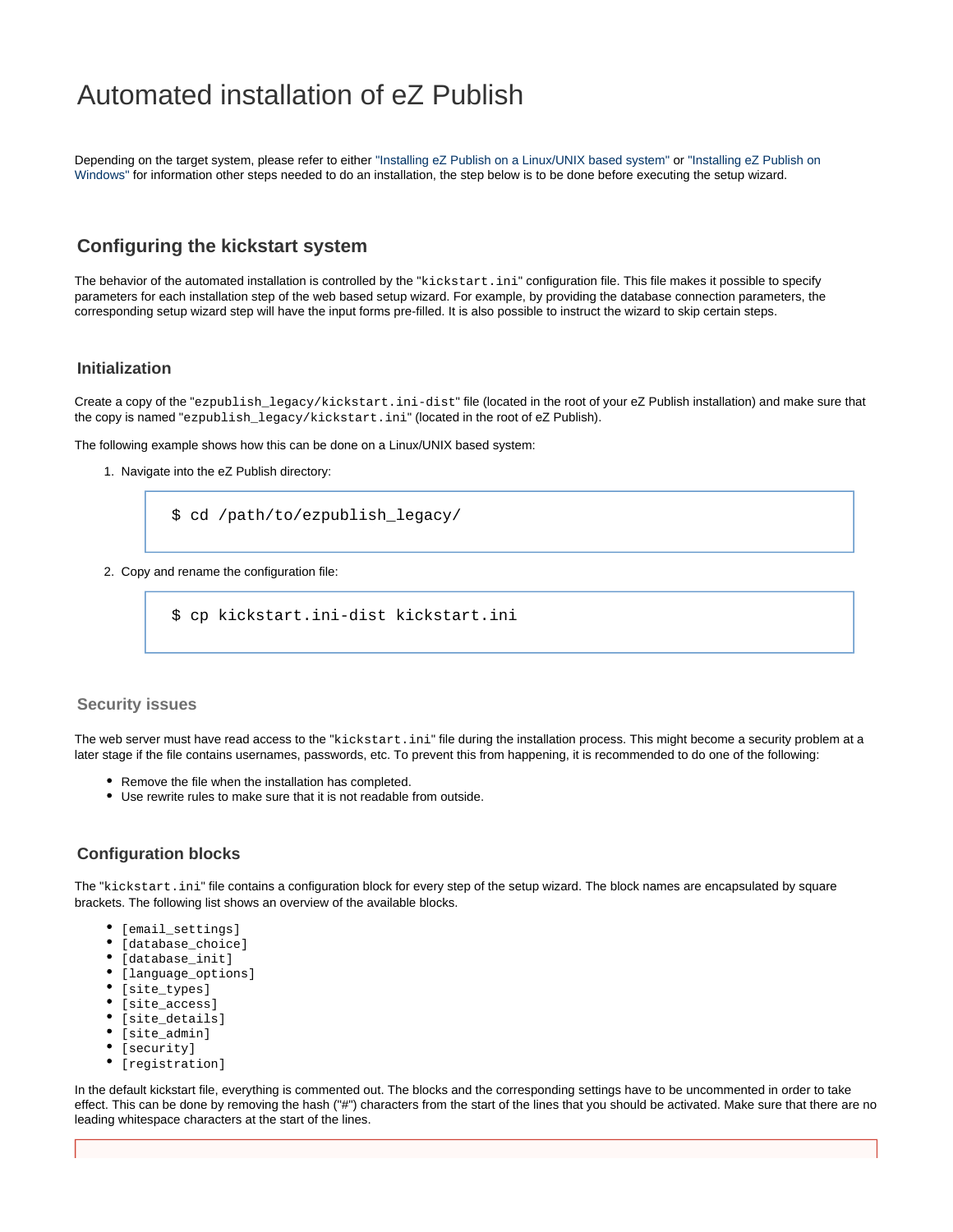# Automated installation of eZ Publish

Depending on the target system, please refer to either "Installing eZ Publish on a Linux/UNIX based system" or "Installing eZ Publish on Windows" for information other steps needed to do an installation, the step below is to be done before executing the setup wizard.

## Configuring the kickstart system

The behavior of the automated installation is controlled by the "`kickstart.ini`" configuration file. This file makes it possible to specify parameters for each installation step of the web based setup wizard. For example, by providing the database connection parameters, the corresponding setup wizard step will have the input forms pre-filled. It is also possible to instruct the wizard to skip certain steps.

### Initialization

Create a copy of the "`ezpublish_legacy/kickstart.ini-dist`" file (located in the root of your eZ Publish installation) and make sure that the copy is named "`ezpublish_legacy/kickstart.ini`" (located in the root of eZ Publish).

The following example shows how this can be done on a Linux/UNIX based system:

1. Navigate into the eZ Publish directory:

```
$ cd /path/to/ezpublish_legacy/
```

2. Copy and rename the configuration file:

```
$ cp kickstart.ini-dist kickstart.ini
```

#### Security issues

The web server must have read access to the "`kickstart.ini`" file during the installation process. This might become a security problem at a later stage if the file contains usernames, passwords, etc. To prevent this from happening, it is recommended to do one of the following:

- Remove the file when the installation has completed.
- Use rewrite rules to make sure that it is not readable from outside.

### Configuration blocks

The "`kickstart.ini`" file contains a configuration block for every step of the setup wizard. The block names are encapsulated by square brackets. The following list shows an overview of the available blocks.

- `[email_settings]`
- `[database_choice]`
- `[database_init]`
- `[language_options]`
- `[site_types]`
- `[site_access]`
- `[site_details]`
- `[site_admin]`
- `[security]`
- `[registration]`

In the default kickstart file, everything is commented out. The blocks and the corresponding settings have to be uncommented in order to take effect. This can be done by removing the hash ("#") characters from the start of the lines that you should be activated. Make sure that there are no leading whitespace characters at the start of the lines.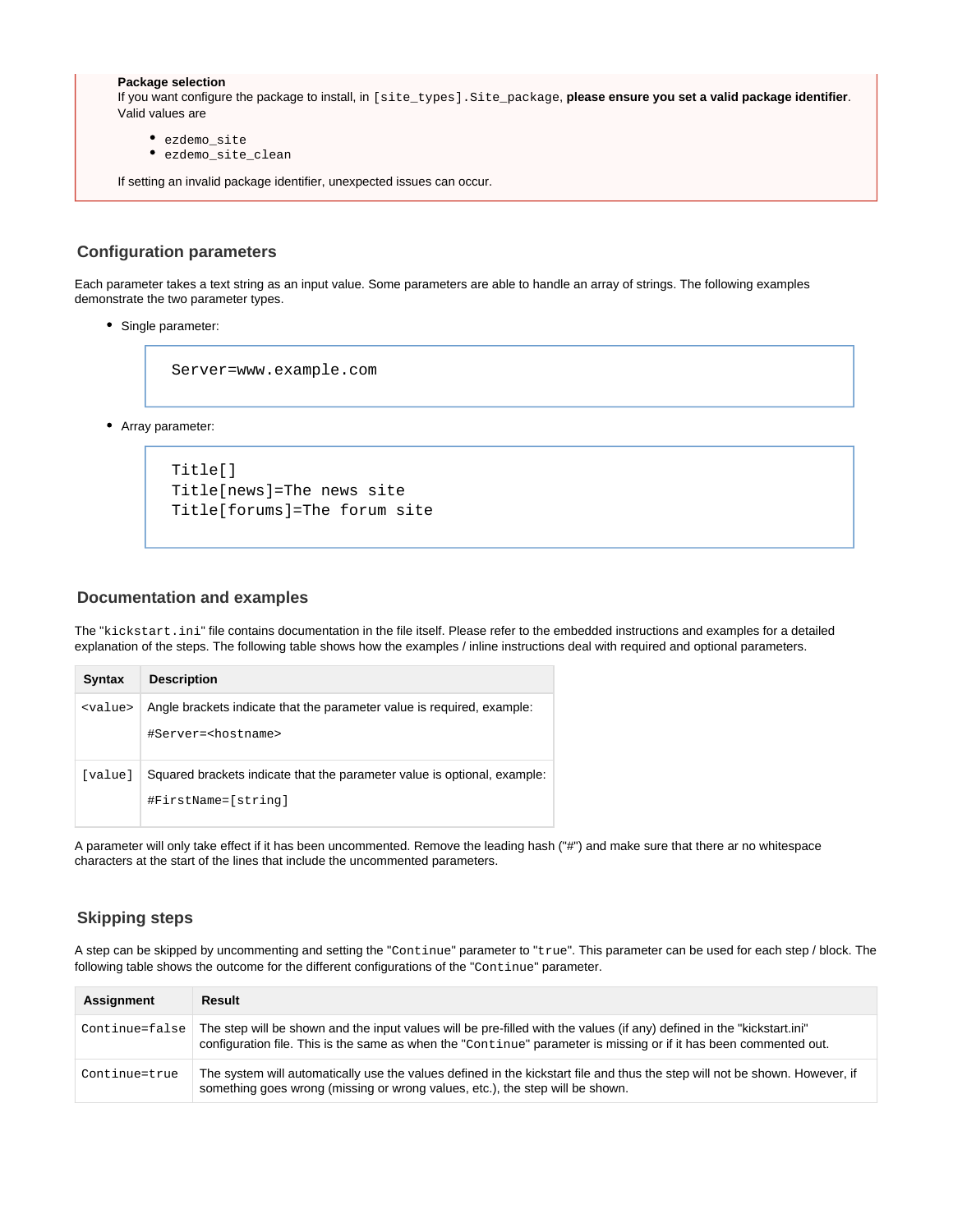**Package selection**
If you want configure the package to install, in `[site_types].Site_package`, **please ensure you set a valid package identifier**. Valid values are

- `ezdemo_site`
- `ezdemo_site_clean`

If setting an invalid package identifier, unexpected issues can occur.

## Configuration parameters

Each parameter takes a text string as an input value. Some parameters are able to handle an array of strings. The following examples demonstrate the two parameter types.

- Single parameter:

```
Server=www.example.com
```

- Array parameter:

```
Title[]
Title[news]=The news site
Title[forums]=The forum site
```

## Documentation and examples

The "`kickstart.ini`" file contains documentation in the file itself. Please refer to the embedded instructions and examples for a detailed explanation of the steps. The following table shows how the examples / inline instructions deal with required and optional parameters.

| Syntax | Description |
| --- | --- |
| `<value>` | Angle brackets indicate that the parameter value is required, example: `#Server=<hostname>` |
| `[value]` | Squared brackets indicate that the parameter value is optional, example: `#FirstName=[string]` |

A parameter will only take effect if it has been uncommented. Remove the leading hash ("#") and make sure that there ar no whitespace characters at the start of the lines that include the uncommented parameters.

## Skipping steps

A step can be skipped by uncommenting and setting the "`Continue`" parameter to "`true`". This parameter can be used for each step / block. The following table shows the outcome for the different configurations of the "`Continue`" parameter.

| Assignment | Result |
| --- | --- |
| `Continue=false` | The step will be shown and the input values will be pre-filled with the values (if any) defined in the "kickstart.ini" configuration file. This is the same as when the "`Continue`" parameter is missing or if it has been commented out. |
| `Continue=true` | The system will automatically use the values defined in the kickstart file and thus the step will not be shown. However, if something goes wrong (missing or wrong values, etc.), the step will be shown. |